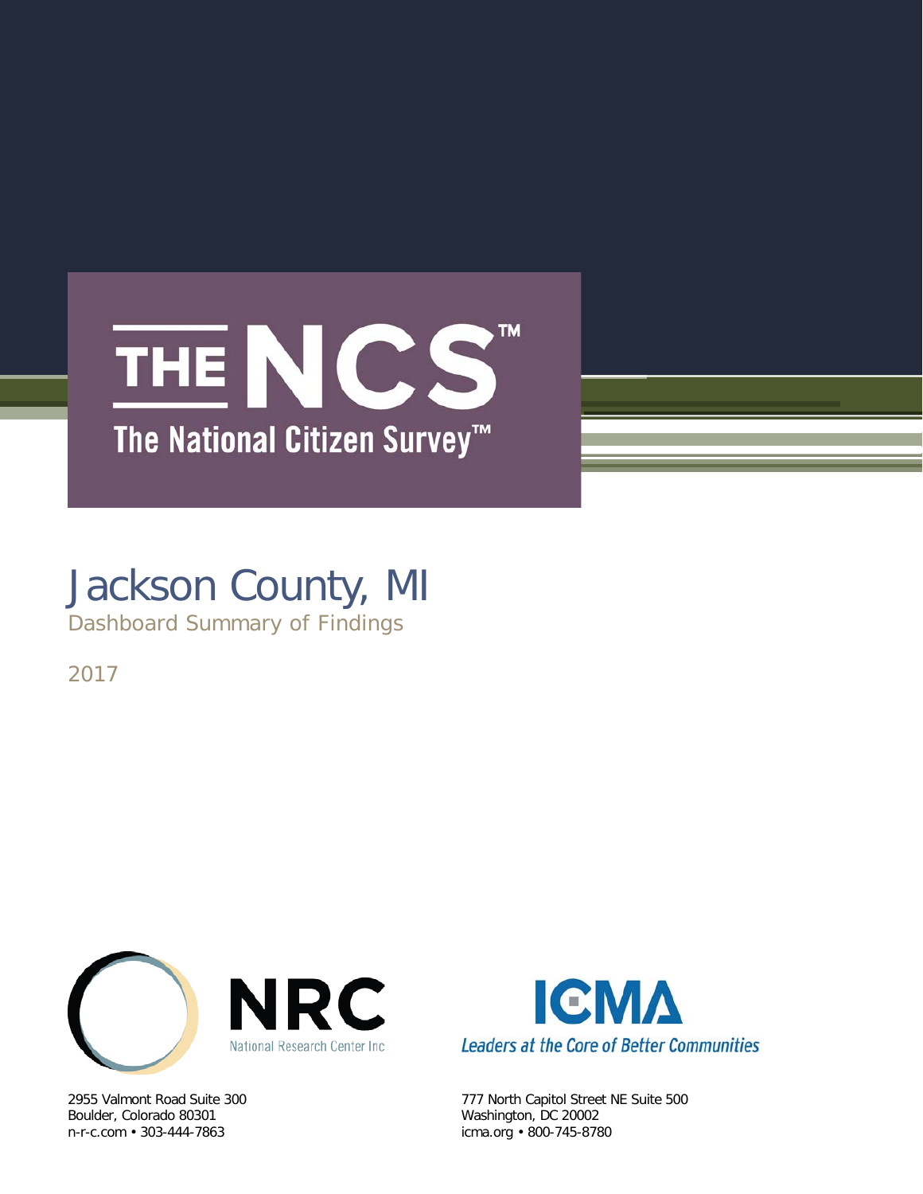# THE NCS™

## The National Citizen Survey™

# Jackson County, MI

Dashboard Summary of Findings

2017

NRC

National Research Center Inc

2955 Valmont Road Suite 300
Boulder, Colorado 80301
n-r-c.com • 303-444-7863

ICMA

*Leaders at the Core of Better Communities*

777 North Capitol Street NE Suite 500
Washington, DC 20002
icma.org • 800-745-8780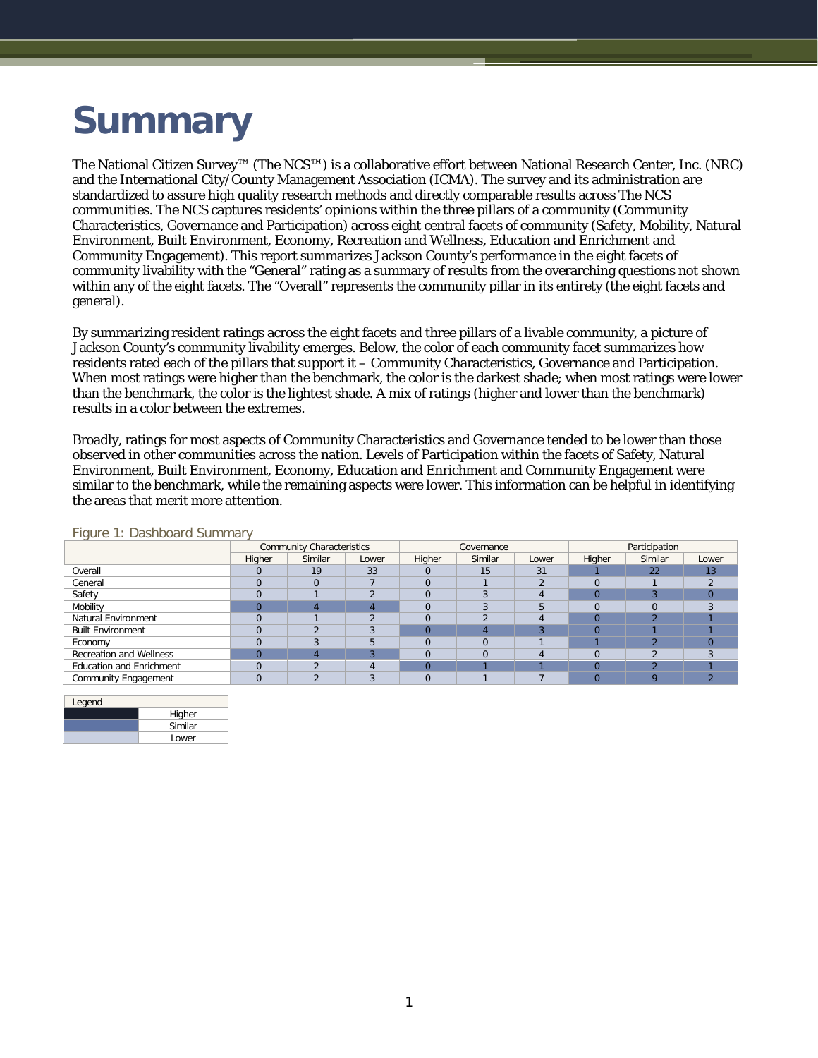# Summary

The National Citizen Survey™ (The NCS™) is a collaborative effort between National Research Center, Inc. (NRC) and the International City/County Management Association (ICMA). The survey and its administration are standardized to assure high quality research methods and directly comparable results across The NCS communities. The NCS captures residents' opinions within the three pillars of a community (Community Characteristics, Governance and Participation) across eight central facets of community (Safety, Mobility, Natural Environment, Built Environment, Economy, Recreation and Wellness, Education and Enrichment and Community Engagement). This report summarizes Jackson County's performance in the eight facets of community livability with the "General" rating as a summary of results from the overarching questions not shown within any of the eight facets. The "Overall" represents the community pillar in its entirety (the eight facets and general).

By summarizing resident ratings across the eight facets and three pillars of a livable community, a picture of Jackson County's community livability emerges. Below, the color of each community facet summarizes how residents rated each of the pillars that support it – Community Characteristics, Governance and Participation. When most ratings were higher than the benchmark, the color is the darkest shade; when most ratings were lower than the benchmark, the color is the lightest shade. A mix of ratings (higher and lower than the benchmark) results in a color between the extremes.

Broadly, ratings for most aspects of Community Characteristics and Governance tended to be lower than those observed in other communities across the nation. Levels of Participation within the facets of Safety, Natural Environment, Built Environment, Economy, Education and Enrichment and Community Engagement were similar to the benchmark, while the remaining aspects were lower. This information can be helpful in identifying the areas that merit more attention.

Figure 1: Dashboard Summary

| | Community Characteristics | | | Governance | | | Participation | | |
|---|---|---|---|---|---|---|---|---|---|
| | Higher | Similar | Lower | Higher | Similar | Lower | Higher | Similar | Lower |
| Overall | 0 | 19 | 33 | 0 | 15 | 31 | 1 | 22 | 13 |
| General | 0 | 0 | 7 | 0 | 1 | 2 | 0 | 1 | 2 |
| Safety | 0 | 1 | 2 | 0 | 3 | 4 | 0 | 3 | 0 |
| Mobility | 0 | 4 | 4 | 0 | 3 | 5 | 0 | 0 | 3 |
| Natural Environment | 0 | 1 | 2 | 0 | 2 | 4 | 0 | 2 | 1 |
| Built Environment | 0 | 2 | 3 | 0 | 4 | 3 | 0 | 1 | 1 |
| Economy | 0 | 3 | 5 | 0 | 0 | 1 | 1 | 2 | 0 |
| Recreation and Wellness | 0 | 4 | 3 | 0 | 0 | 4 | 0 | 2 | 3 |
| Education and Enrichment | 0 | 2 | 4 | 0 | 1 | 1 | 0 | 2 | 1 |
| Community Engagement | 0 | 2 | 3 | 0 | 1 | 7 | 0 | 9 | 2 |

| Legend | |
|---|---|
| | Higher |
| | Similar |
| | Lower |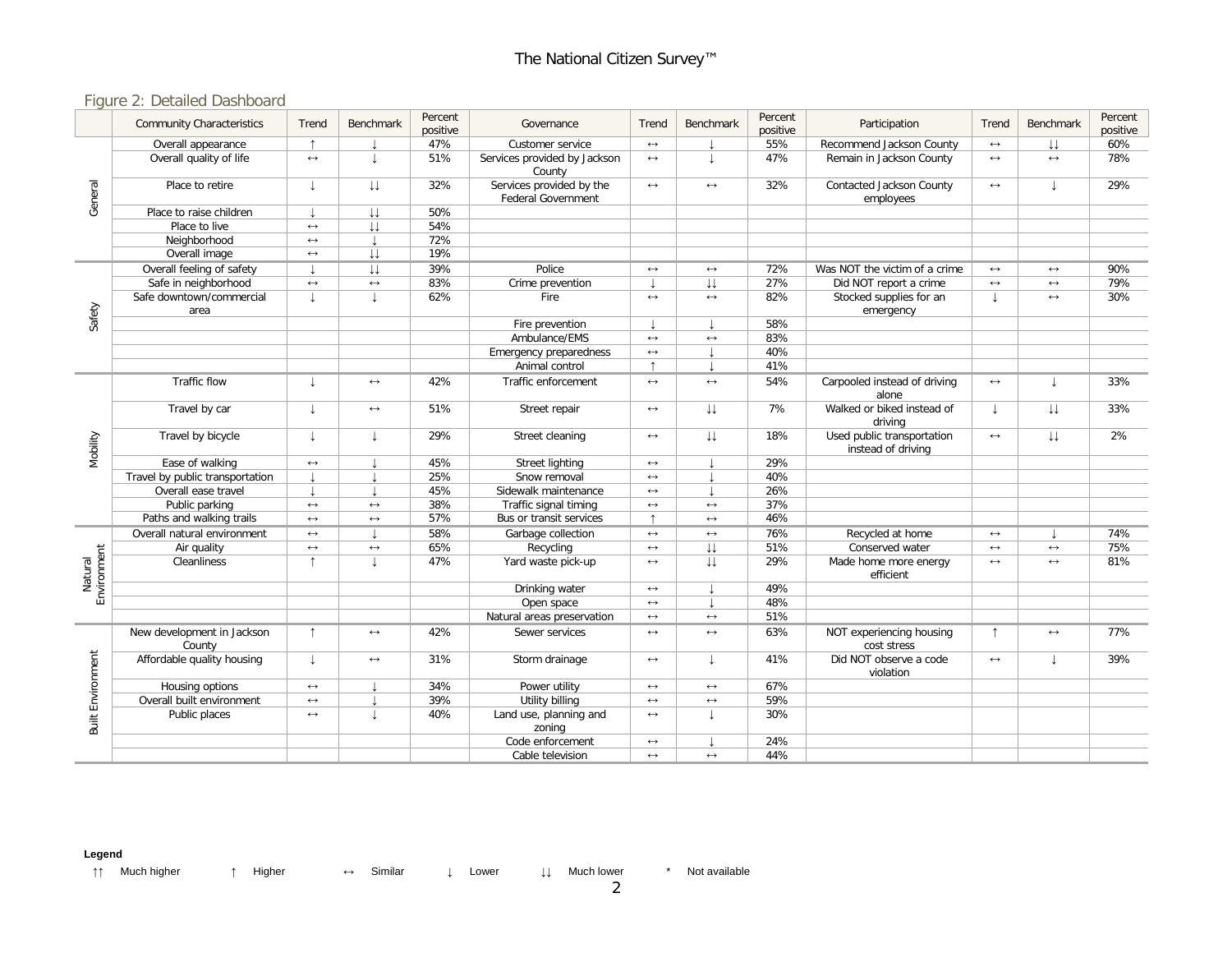## Figure 2: Detailed Dashboard

| | Community Characteristics | Trend | Benchmark | Percent positive | Governance | Trend | Benchmark | Percent positive | Participation | Trend | Benchmark | Percent positive |
|---|---|---|---|---|---|---|---|---|---|---|---|---|
| General | Overall appearance | ↑ | ↓ | 47% | Customer service | ↔ | ↓ | 55% | Recommend Jackson County | ↔ | ↓↓ | 60% |
| | Overall quality of life | ↔ | ↓ | 51% | Services provided by Jackson County | ↔ | ↓ | 47% | Remain in Jackson County | ↔ | ↔ | 78% |
| | Place to retire | ↓ | ↓↓ | 32% | Services provided by the Federal Government | ↔ | ↔ | 32% | Contacted Jackson County employees | ↔ | ↓ | 29% |
| | Place to raise children | ↓ | ↓↓ | 50% | | | | | | | | |
| | Place to live | ↔ | ↓↓ | 54% | | | | | | | | |
| | Neighborhood | ↔ | ↓ | 72% | | | | | | | | |
| | Overall image | ↔ | ↓↓ | 19% | | | | | | | | |
| Safety | Overall feeling of safety | ↓ | ↓↓ | 39% | Police | ↔ | ↔ | 72% | Was NOT the victim of a crime | ↔ | ↔ | 90% |
| | Safe in neighborhood | ↔ | ↔ | 83% | Crime prevention | ↓ | ↓↓ | 27% | Did NOT report a crime | ↔ | ↔ | 79% |
| | Safe downtown/commercial area | ↓ | ↓ | 62% | Fire | ↔ | ↔ | 82% | Stocked supplies for an emergency | ↓ | ↔ | 30% |
| | | | | | Fire prevention | ↓ | ↓ | 58% | | | | |
| | | | | | Ambulance/EMS | ↔ | ↔ | 83% | | | | |
| | | | | | Emergency preparedness | ↔ | ↓ | 40% | | | | |
| | | | | | Animal control | ↑ | ↓ | 41% | | | | |
| Mobility | Traffic flow | ↓ | ↔ | 42% | Traffic enforcement | ↔ | ↔ | 54% | Carpooled instead of driving alone | ↔ | ↓ | 33% |
| | Travel by car | ↓ | ↔ | 51% | Street repair | ↔ | ↓↓ | 7% | Walked or biked instead of driving | ↓ | ↓↓ | 33% |
| | Travel by bicycle | ↓ | ↓ | 29% | Street cleaning | ↔ | ↓↓ | 18% | Used public transportation instead of driving | ↔ | ↓↓ | 2% |
| | Ease of walking | ↔ | ↓ | 45% | Street lighting | ↔ | ↓ | 29% | | | | |
| | Travel by public transportation | ↓ | ↓ | 25% | Snow removal | ↔ | ↓ | 40% | | | | |
| | Overall ease travel | ↓ | ↓ | 45% | Sidewalk maintenance | ↔ | ↓ | 26% | | | | |
| | Public parking | ↔ | ↔ | 38% | Traffic signal timing | ↔ | ↔ | 37% | | | | |
| | Paths and walking trails | ↔ | ↔ | 57% | Bus or transit services | ↑ | ↔ | 46% | | | | |
| Natural Environment | Overall natural environment | ↔ | ↓ | 58% | Garbage collection | ↔ | ↔ | 76% | Recycled at home | ↔ | ↓ | 74% |
| | Air quality | ↔ | ↔ | 65% | Recycling | ↔ | ↓↓ | 51% | Conserved water | ↔ | ↔ | 75% |
| | Cleanliness | ↑ | ↓ | 47% | Yard waste pick-up | ↔ | ↓↓ | 29% | Made home more energy efficient | ↔ | ↔ | 81% |
| | | | | | Drinking water | ↔ | ↓ | 49% | | | | |
| | | | | | Open space | ↔ | ↓ | 48% | | | | |
| | | | | | Natural areas preservation | ↔ | ↔ | 51% | | | | |
| Built Environment | New development in Jackson County | ↑ | ↔ | 42% | Sewer services | ↔ | ↔ | 63% | NOT experiencing housing cost stress | ↑ | ↔ | 77% |
| | Affordable quality housing | ↓ | ↔ | 31% | Storm drainage | ↔ | ↓ | 41% | Did NOT observe a code violation | ↔ | ↓ | 39% |
| | Housing options | ↔ | ↓ | 34% | Power utility | ↔ | ↔ | 67% | | | | |
| | Overall built environment | ↔ | ↓ | 39% | Utility billing | ↔ | ↔ | 59% | | | | |
| | Public places | ↔ | ↓ | 40% | Land use, planning and zoning | ↔ | ↓ | 30% | | | | |
| | | | | | Code enforcement | ↔ | ↓ | 24% | | | | |
| | | | | | Cable television | ↔ | ↔ | 44% | | | | |

**Legend**

↑↑ Much higher ↑ Higher ↔ Similar ↓ Lower ↓↓ Much lower * Not available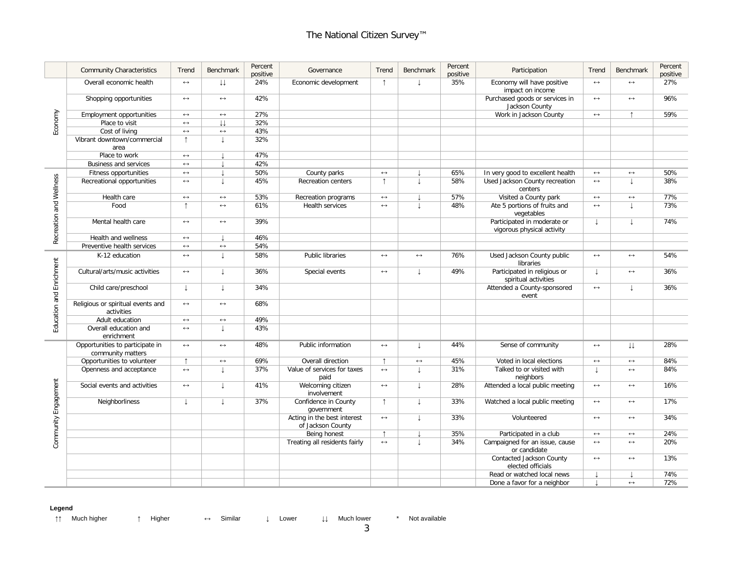# The National Citizen Survey™

| | Community Characteristics | Trend | Benchmark | Percent positive | Governance | Trend | Benchmark | Percent positive | Participation | Trend | Benchmark | Percent positive |
|---|---|---|---|---|---|---|---|---|---|---|---|---|
| Economy | Overall economic health | ↔ | ↓↓ | 24% | Economic development | ↑ | ↓ | 35% | Economy will have positive impact on income | ↔ | ↔ | 27% |
| | Shopping opportunities | ↔ | ↔ | 42% | | | | | Purchased goods or services in Jackson County | ↔ | ↔ | 96% |
| | Employment opportunities | ↔ | ↔ | 27% | | | | | Work in Jackson County | ↔ | ↑ | 59% |
| | Place to visit | ↔ | ↓↓ | 32% | | | | | | | | |
| | Cost of living | ↔ | ↔ | 43% | | | | | | | | |
| | Vibrant downtown/commercial area | ↑ | ↓ | 32% | | | | | | | | |
| | Place to work | ↔ | ↓ | 47% | | | | | | | | |
| | Business and services | ↔ | ↓ | 42% | | | | | | | | |
| Recreation and Wellness | Fitness opportunities | ↔ | ↓ | 50% | County parks | ↔ | ↓ | 65% | In very good to excellent health | ↔ | ↔ | 50% |
| | Recreational opportunities | ↔ | ↓ | 45% | Recreation centers | ↑ | ↓ | 58% | Used Jackson County recreation centers | ↔ | ↓ | 38% |
| | Health care | ↔ | ↔ | 53% | Recreation programs | ↔ | ↓ | 57% | Visited a County park | ↔ | ↔ | 77% |
| | Food | ↑ | ↔ | 61% | Health services | ↔ | ↓ | 48% | Ate 5 portions of fruits and vegetables | ↔ | ↓ | 73% |
| | Mental health care | ↔ | ↔ | 39% | | | | | Participated in moderate or vigorous physical activity | ↓ | ↓ | 74% |
| | Health and wellness | ↔ | ↓ | 46% | | | | | | | | |
| | Preventive health services | ↔ | ↔ | 54% | | | | | | | | |
| Education and Enrichment | K-12 education | ↔ | ↓ | 58% | Public libraries | ↔ | ↔ | 76% | Used Jackson County public libraries | ↔ | ↔ | 54% |
| | Cultural/arts/music activities | ↔ | ↓ | 36% | Special events | ↔ | ↓ | 49% | Participated in religious or spiritual activities | ↓ | ↔ | 36% |
| | Child care/preschool | ↓ | ↓ | 34% | | | | | Attended a County-sponsored event | ↔ | ↓ | 36% |
| | Religious or spiritual events and activities | ↔ | ↔ | 68% | | | | | | | | |
| | Adult education | ↔ | ↔ | 49% | | | | | | | | |
| | Overall education and enrichment | ↔ | ↓ | 43% | | | | | | | | |
| Community Engagement | Opportunities to participate in community matters | ↔ | ↔ | 48% | Public information | ↔ | ↓ | 44% | Sense of community | ↔ | ↓↓ | 28% |
| | Opportunities to volunteer | ↑ | ↔ | 69% | Overall direction | ↑ | ↔ | 45% | Voted in local elections | ↔ | ↔ | 84% |
| | Openness and acceptance | ↔ | ↓ | 37% | Value of services for taxes paid | ↔ | ↓ | 31% | Talked to or visited with neighbors | ↓ | ↔ | 84% |
| | Social events and activities | ↔ | ↓ | 41% | Welcoming citizen involvement | ↔ | ↓ | 28% | Attended a local public meeting | ↔ | ↔ | 16% |
| | Neighborliness | ↓ | ↓ | 37% | Confidence in County government | ↑ | ↓ | 33% | Watched a local public meeting | ↔ | ↔ | 17% |
| | | | | | Acting in the best interest of Jackson County | ↔ | ↓ | 33% | Volunteered | ↔ | ↔ | 34% |
| | | | | | Being honest | ↑ | ↓ | 35% | Participated in a club | ↔ | ↔ | 24% |
| | | | | | Treating all residents fairly | ↔ | ↓ | 34% | Campaigned for an issue, cause or candidate | ↔ | ↔ | 20% |
| | | | | | | | | | Contacted Jackson County elected officials | ↔ | ↔ | 13% |
| | | | | | | | | | Read or watched local news | ↓ | ↓ | 74% |
| | | | | | | | | | Done a favor for a neighbor | ↓ | ↔ | 72% |

**Legend**

↑↑ Much higher ↑ Higher ↔ Similar ↓ Lower ↓↓ Much lower * Not available